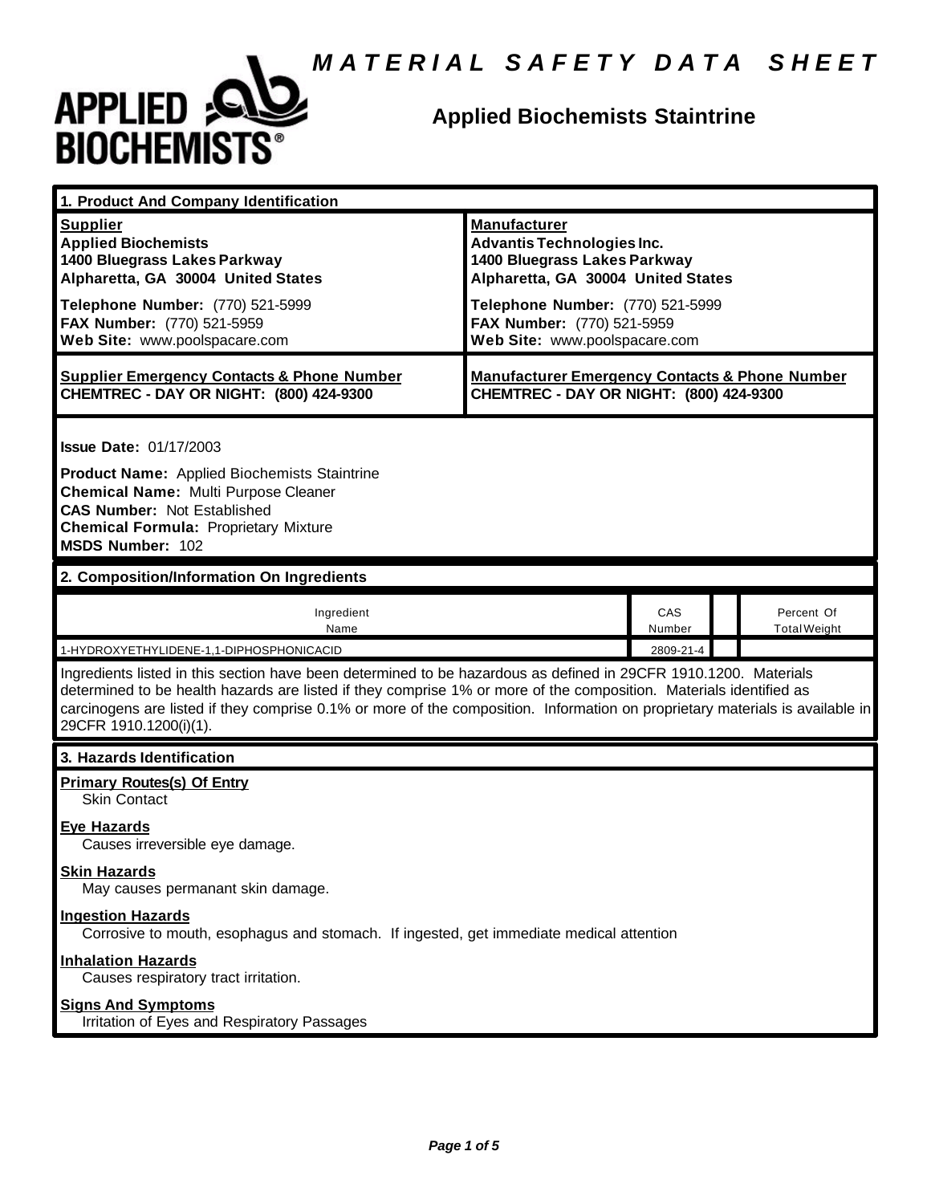# MATERIAL SAFETY DATA SHEET

**APPLIED BIOCHEMISTS®**

## Applied Biochemists Staintrine

## 1. Product And Company Identification

| **Supplier** | **Manufacturer** |
|---|---|
| **Applied Biochemists** | **Advantis Technologies Inc.** |
| **1400 Bluegrass Lakes Parkway** | **1400 Bluegrass Lakes Parkway** |
| **Alpharetta, GA 30004 United States** | **Alpharetta, GA 30004 United States** |
| **Telephone Number:** (770) 521-5999 | **Telephone Number:** (770) 521-5999 |
| **FAX Number:** (770) 521-5959 | **FAX Number:** (770) 521-5959 |
| **Web Site:** www.poolspacare.com | **Web Site:** www.poolspacare.com |
| **Supplier Emergency Contacts & Phone Number** | **Manufacturer Emergency Contacts & Phone Number** |
| **CHEMTREC - DAY OR NIGHT: (800) 424-9300** | **CHEMTREC - DAY OR NIGHT: (800) 424-9300** |

**Issue Date:** 01/17/2003

**Product Name:** Applied Biochemists Staintrine
**Chemical Name:** Multi Purpose Cleaner
**CAS Number:** Not Established
**Chemical Formula:** Proprietary Mixture
**MSDS Number:** 102

## 2. Composition/Information On Ingredients

| Ingredient Name | CAS Number | | Percent Of Total Weight |
|---|---|---|---|
| 1-HYDROXYETHYLIDENE-1,1-DIPHOSPHONICACID | 2809-21-4 | | |

Ingredients listed in this section have been determined to be hazardous as defined in 29CFR 1910.1200. Materials determined to be health hazards are listed if they comprise 1% or more of the composition. Materials identified as carcinogens are listed if they comprise 0.1% or more of the composition. Information on proprietary materials is available in 29CFR 1910.1200(i)(1).

## 3. Hazards Identification

**Primary Routes(s) Of Entry**
Skin Contact

**Eye Hazards**
Causes irreversible eye damage.

**Skin Hazards**
May causes permanant skin damage.

**Ingestion Hazards**
Corrosive to mouth, esophagus and stomach. If ingested, get immediate medical attention

**Inhalation Hazards**
Causes respiratory tract irritation.

**Signs And Symptoms**
Irritation of Eyes and Respiratory Passages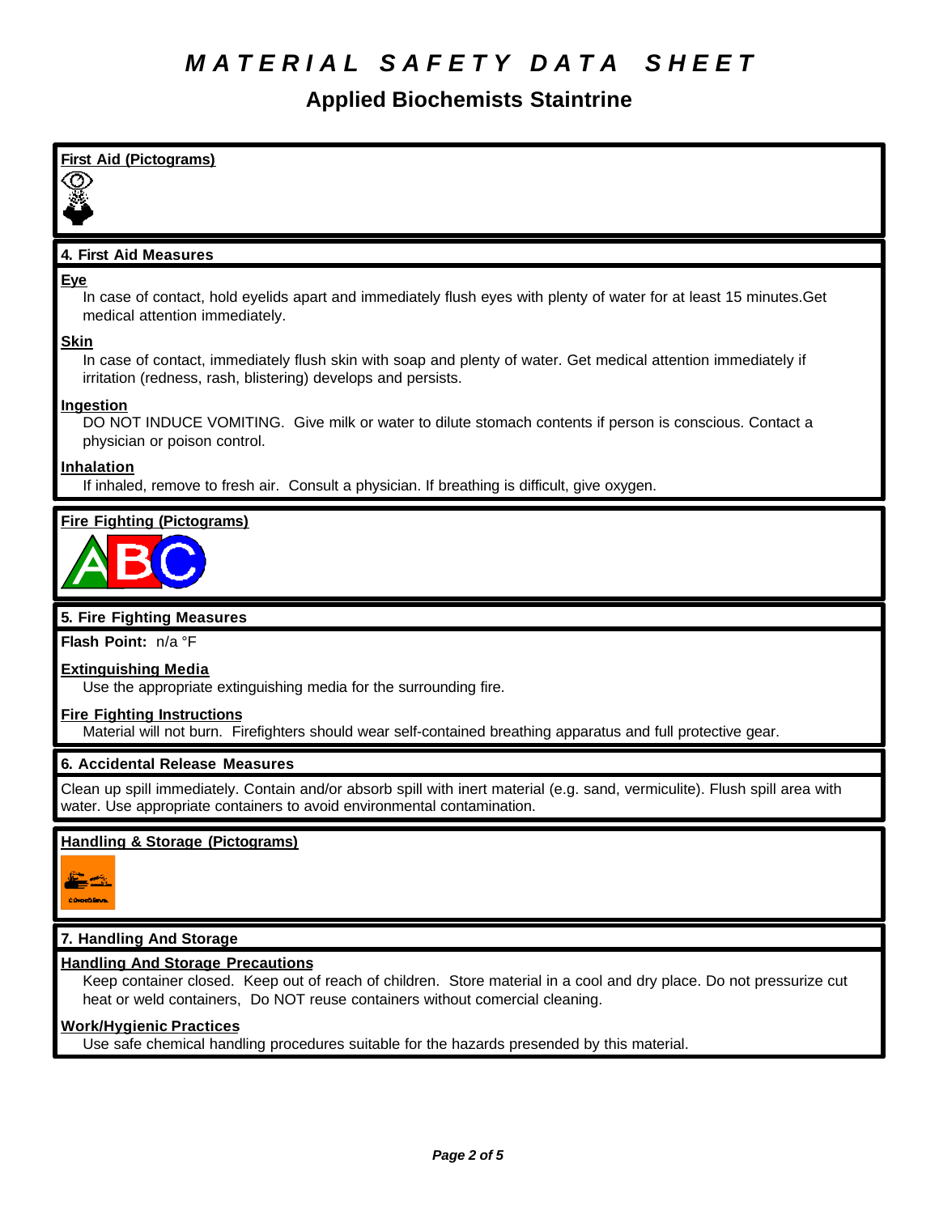# MATERIAL SAFETY DATA SHEET

## Applied Biochemists Staintrine

**First Aid (Pictograms)**

## 4. First Aid Measures

**Eye**

In case of contact, hold eyelids apart and immediately flush eyes with plenty of water for at least 15 minutes.Get medical attention immediately.

**Skin**

In case of contact, immediately flush skin with soap and plenty of water. Get medical attention immediately if irritation (redness, rash, blistering) develops and persists.

**Ingestion**

DO NOT INDUCE VOMITING. Give milk or water to dilute stomach contents if person is conscious. Contact a physician or poison control.

**Inhalation**

If inhaled, remove to fresh air. Consult a physician. If breathing is difficult, give oxygen.

**Fire Fighting (Pictograms)**

## 5. Fire Fighting Measures

**Flash Point:** n/a °F

**Extinguishing Media**

Use the appropriate extinguishing media for the surrounding fire.

**Fire Fighting Instructions**

Material will not burn. Firefighters should wear self-contained breathing apparatus and full protective gear.

## 6. Accidental Release Measures

Clean up spill immediately. Contain and/or absorb spill with inert material (e.g. sand, vermiculite). Flush spill area with water. Use appropriate containers to avoid environmental contamination.

**Handling & Storage (Pictograms)**

## 7. Handling And Storage

**Handling And Storage Precautions**

Keep container closed. Keep out of reach of children. Store material in a cool and dry place. Do not pressurize cut heat or weld containers, Do NOT reuse containers without comercial cleaning.

**Work/Hygienic Practices**

Use safe chemical handling procedures suitable for the hazards presended by this material.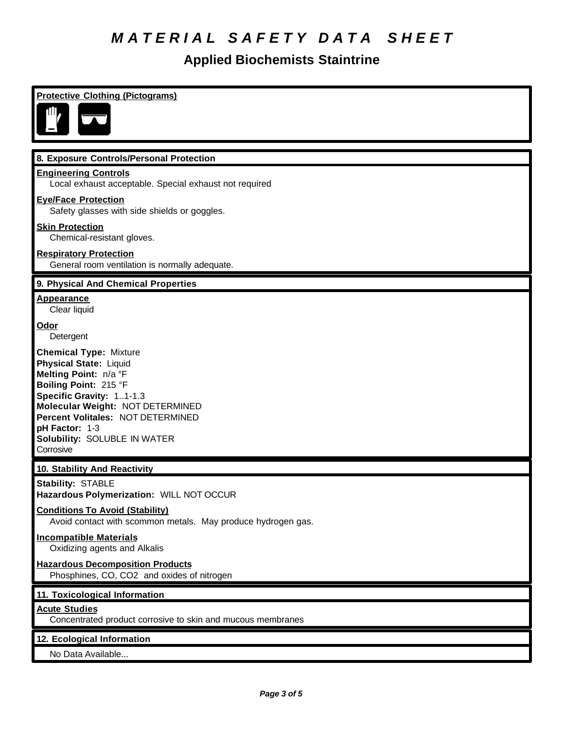# MATERIAL SAFETY DATA SHEET

## Applied Biochemists Staintrine

**Protective Clothing (Pictograms)**

### 8. Exposure Controls/Personal Protection

**Engineering Controls**
Local exhaust acceptable. Special exhaust not required

**Eye/Face Protection**
Safety glasses with side shields or goggles.

**Skin Protection**
Chemical-resistant gloves.

**Respiratory Protection**
General room ventilation is normally adequate.

### 9. Physical And Chemical Properties

**Appearance**
Clear liquid

**Odor**
Detergent

**Chemical Type:** Mixture
**Physical State:** Liquid
**Melting Point:** n/a °F
**Boiling Point:** 215 °F
**Specific Gravity:** 1..1-1.3
**Molecular Weight:** NOT DETERMINED
**Percent Volitales:** NOT DETERMINED
**pH Factor:** 1-3
**Solubility:** SOLUBLE IN WATER
Corrosive

### 10. Stability And Reactivity

**Stability:** STABLE
**Hazardous Polymerization:** WILL NOT OCCUR

**Conditions To Avoid (Stability)**
Avoid contact with scommon metals. May produce hydrogen gas.

**Incompatible Materials**
Oxidizing agents and Alkalis

**Hazardous Decomposition Products**
Phosphines, CO, $CO_2$ and oxides of nitrogen

### 11. Toxicological Information

**Acute Studies**
Concentrated product corrosive to skin and mucous membranes

### 12. Ecological Information

No Data Available...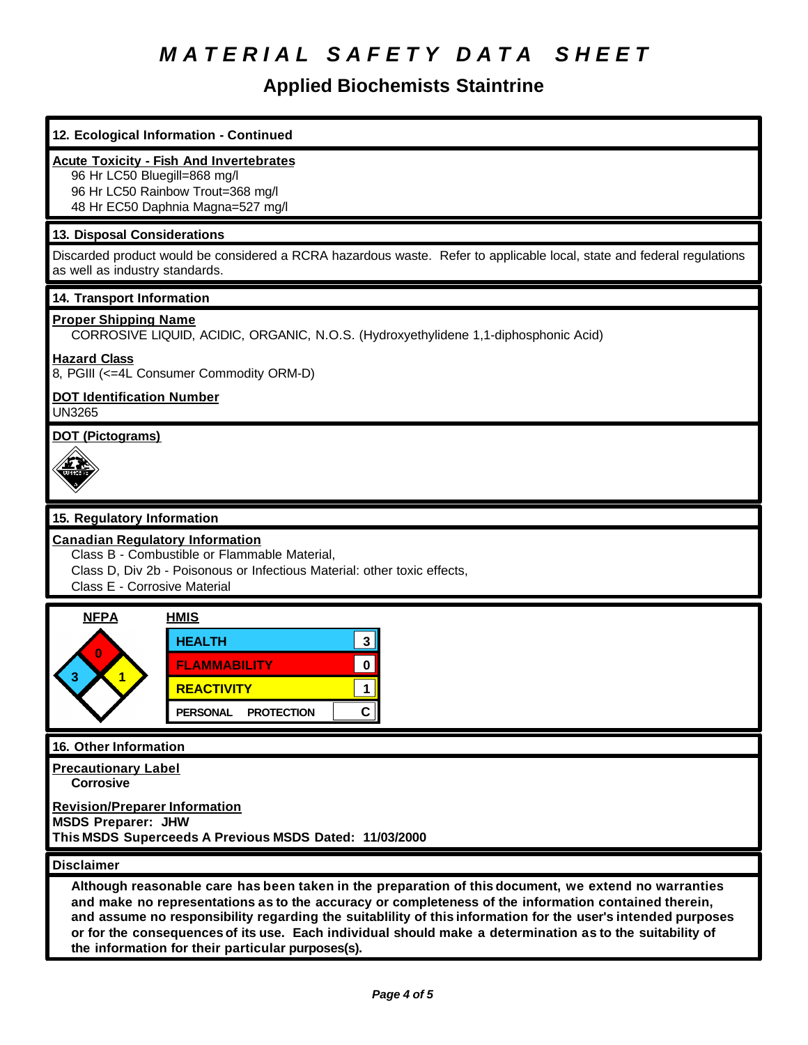# MATERIAL SAFETY DATA SHEET

## Applied Biochemists Staintrine

### 12. Ecological Information - Continued

**Acute Toxicity - Fish And Invertebrates**

96 Hr LC50 Bluegill=868 mg/l
96 Hr LC50 Rainbow Trout=368 mg/l
48 Hr EC50 Daphnia Magna=527 mg/l

### 13. Disposal Considerations

Discarded product would be considered a RCRA hazardous waste. Refer to applicable local, state and federal regulations as well as industry standards.

### 14. Transport Information

**Proper Shipping Name**

CORROSIVE LIQUID, ACIDIC, ORGANIC, N.O.S. (Hydroxyethylidene 1,1-diphosphonic Acid)

**Hazard Class**

8, PGIII (<=4L Consumer Commodity ORM-D)

**DOT Identification Number**

UN3265

**DOT (Pictograms)**

### 15. Regulatory Information

**Canadian Regulatory Information**

Class B - Combustible or Flammable Material,
Class D, Div 2b - Poisonous or Infectious Material: other toxic effects,
Class E - Corrosive Material

**NFPA**

| Health | Flammability | Reactivity |
|---|---|---|
| 3 | 0 | 1 |

**HMIS**

| | |
|---|---|
| HEALTH | 3 |
| FLAMMABILITY | 0 |
| REACTIVITY | 1 |
| PERSONAL PROTECTION | C |

### 16. Other Information

**Precautionary Label**

**Corrosive**

**Revision/Preparer Information**

**MSDS Preparer: JHW**
**This MSDS Superceeds A Previous MSDS Dated: 11/03/2000**

### Disclaimer

**Although reasonable care has been taken in the preparation of this document, we extend no warranties and make no representations as to the accuracy or completeness of the information contained therein, and assume no responsibility regarding the suitablility of this information for the user's intended purposes or for the consequences of its use. Each individual should make a determination as to the suitability of the information for their particular purposes(s).**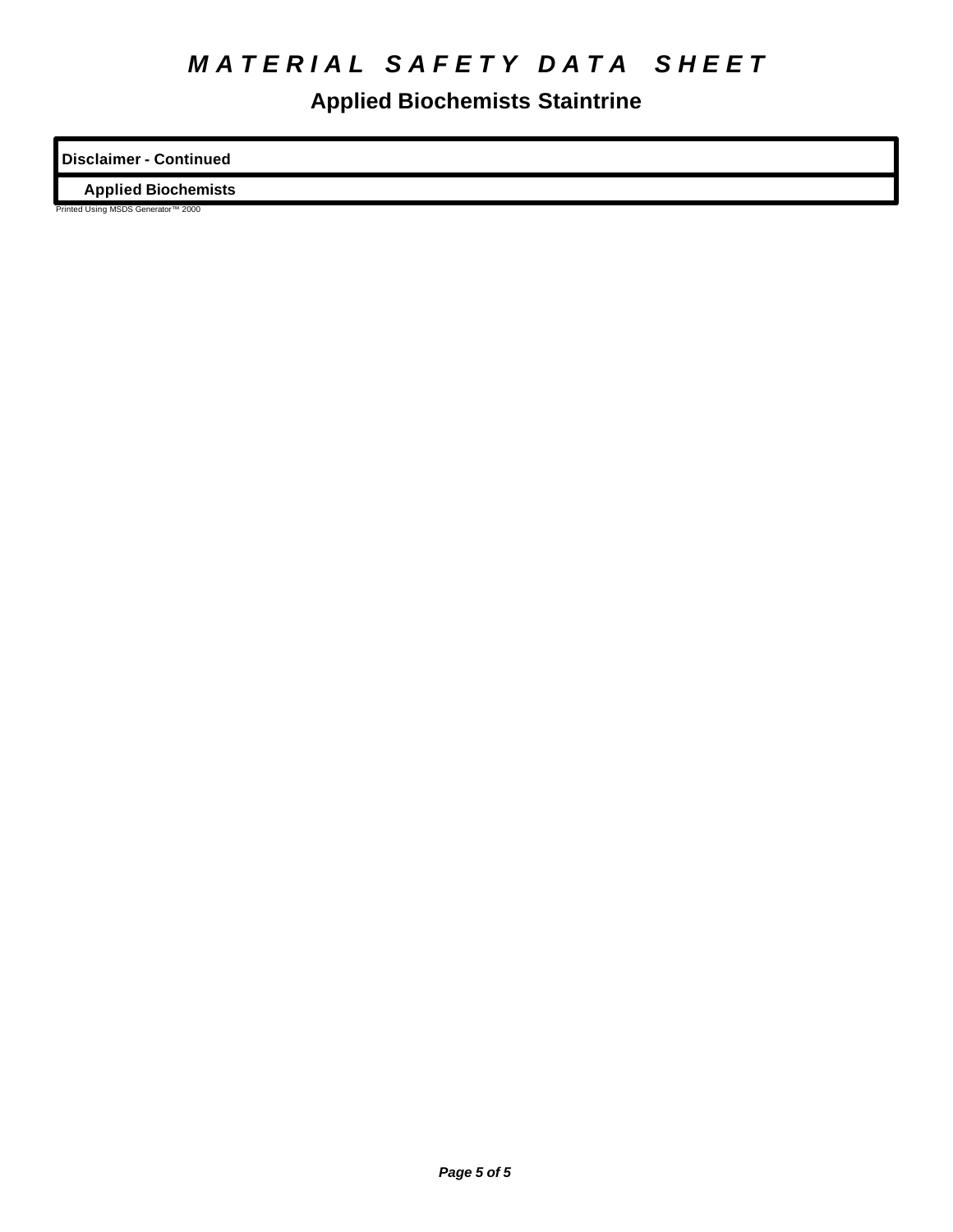**Disclaimer - Continued**

**Applied Biochemists**

Printed Using MSDS Generator™ 2000